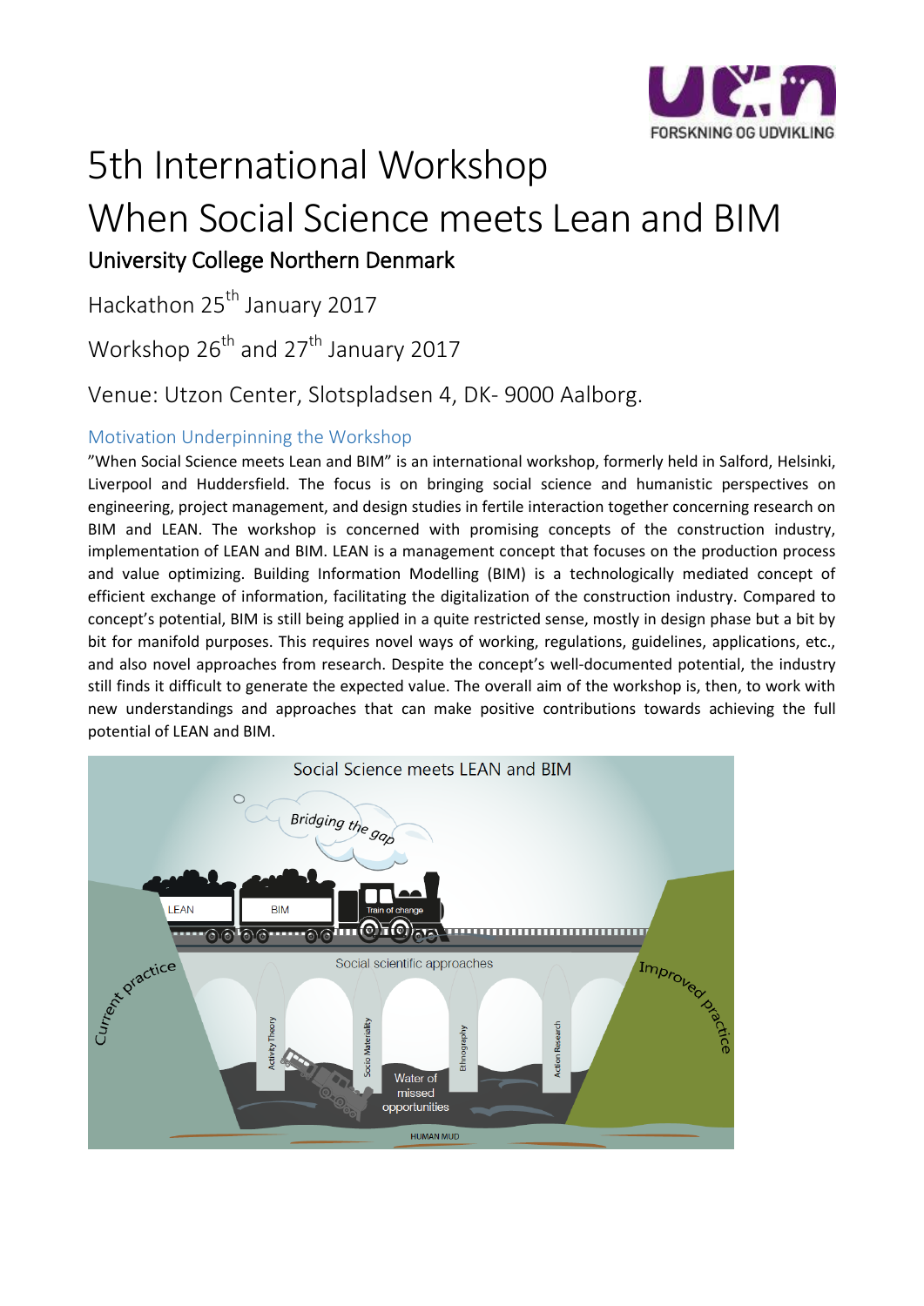# 5th International Workshop
# When Social Science meets Lean and BIM

## University College Northern Denmark

Hackathon 25th January 2017

Workshop 26th and 27th January 2017

Venue: Utzon Center, Slotspladsen 4, DK- 9000 Aalborg.

### Motivation Underpinning the Workshop

"When Social Science meets Lean and BIM" is an international workshop, formerly held in Salford, Helsinki, Liverpool and Huddersfield. The focus is on bringing social science and humanistic perspectives on engineering, project management, and design studies in fertile interaction together concerning research on BIM and LEAN. The workshop is concerned with promising concepts of the construction industry, implementation of LEAN and BIM. LEAN is a management concept that focuses on the production process and value optimizing. Building Information Modelling (BIM) is a technologically mediated concept of efficient exchange of information, facilitating the digitalization of the construction industry. Compared to concept's potential, BIM is still being applied in a quite restricted sense, mostly in design phase but a bit by bit for manifold purposes. This requires novel ways of working, regulations, guidelines, applications, etc., and also novel approaches from research. Despite the concept's well-documented potential, the industry still finds it difficult to generate the expected value. The overall aim of the workshop is, then, to work with new understandings and approaches that can make positive contributions towards achieving the full potential of LEAN and BIM.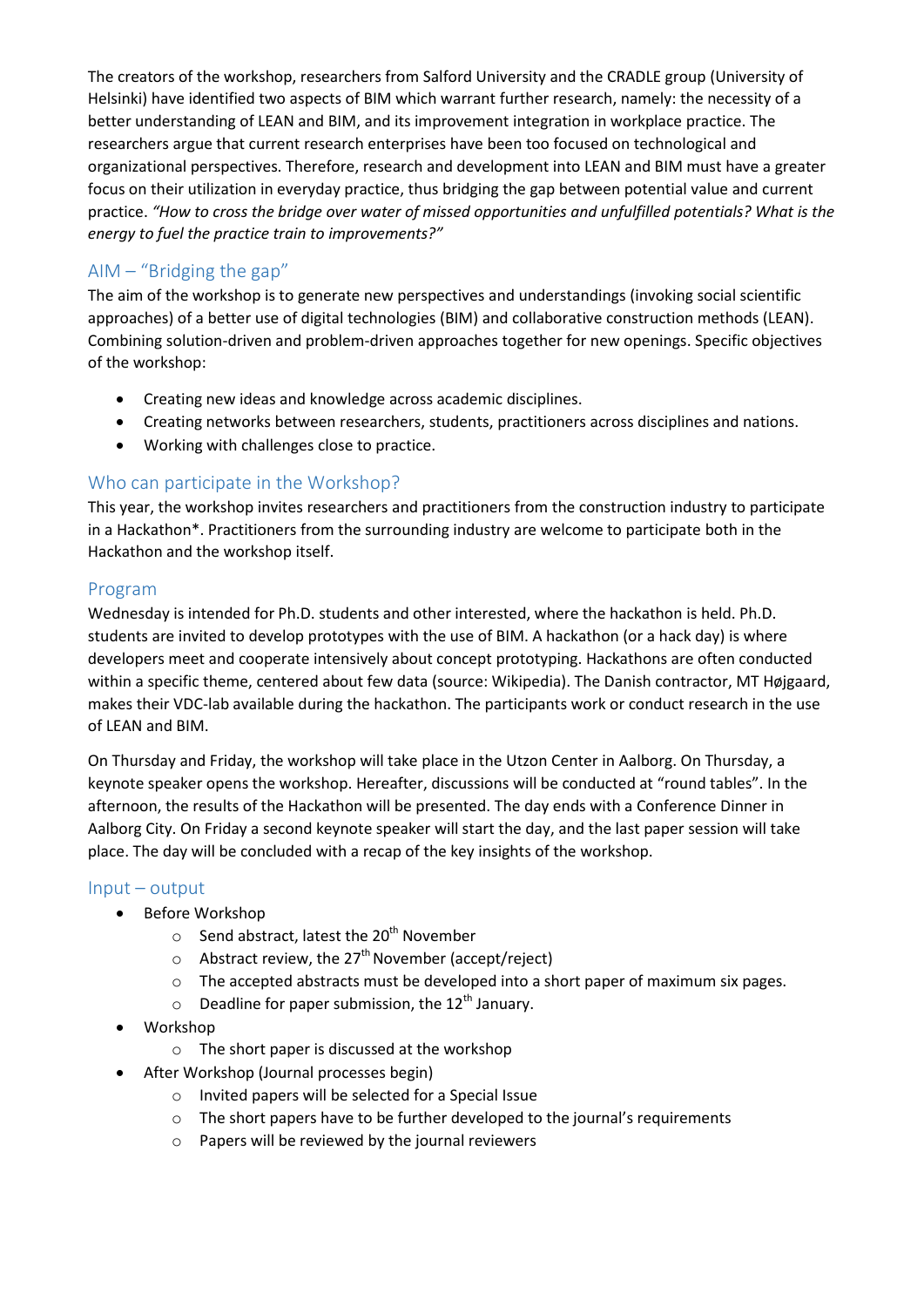The creators of the workshop, researchers from Salford University and the CRADLE group (University of Helsinki) have identified two aspects of BIM which warrant further research, namely: the necessity of a better understanding of LEAN and BIM, and its improvement integration in workplace practice. The researchers argue that current research enterprises have been too focused on technological and organizational perspectives. Therefore, research and development into LEAN and BIM must have a greater focus on their utilization in everyday practice, thus bridging the gap between potential value and current practice. *"How to cross the bridge over water of missed opportunities and unfulfilled potentials? What is the energy to fuel the practice train to improvements?"*

## AIM – "Bridging the gap"

The aim of the workshop is to generate new perspectives and understandings (invoking social scientific approaches) of a better use of digital technologies (BIM) and collaborative construction methods (LEAN). Combining solution-driven and problem-driven approaches together for new openings. Specific objectives of the workshop:

- Creating new ideas and knowledge across academic disciplines.
- Creating networks between researchers, students, practitioners across disciplines and nations.
- Working with challenges close to practice.

## Who can participate in the Workshop?

This year, the workshop invites researchers and practitioners from the construction industry to participate in a Hackathon*. Practitioners from the surrounding industry are welcome to participate both in the Hackathon and the workshop itself.

## Program

Wednesday is intended for Ph.D. students and other interested, where the hackathon is held. Ph.D. students are invited to develop prototypes with the use of BIM. A hackathon (or a hack day) is where developers meet and cooperate intensively about concept prototyping. Hackathons are often conducted within a specific theme, centered about few data (source: Wikipedia). The Danish contractor, MT Højgaard, makes their VDC-lab available during the hackathon. The participants work or conduct research in the use of LEAN and BIM.

On Thursday and Friday, the workshop will take place in the Utzon Center in Aalborg. On Thursday, a keynote speaker opens the workshop. Hereafter, discussions will be conducted at "round tables". In the afternoon, the results of the Hackathon will be presented. The day ends with a Conference Dinner in Aalborg City. On Friday a second keynote speaker will start the day, and the last paper session will take place. The day will be concluded with a recap of the key insights of the workshop.

## Input – output

- Before Workshop
  - Send abstract, latest the 20th November
  - Abstract review, the 27th November (accept/reject)
  - The accepted abstracts must be developed into a short paper of maximum six pages.
  - Deadline for paper submission, the 12th January.
- Workshop
  - The short paper is discussed at the workshop
- After Workshop (Journal processes begin)
  - Invited papers will be selected for a Special Issue
  - The short papers have to be further developed to the journal's requirements
  - Papers will be reviewed by the journal reviewers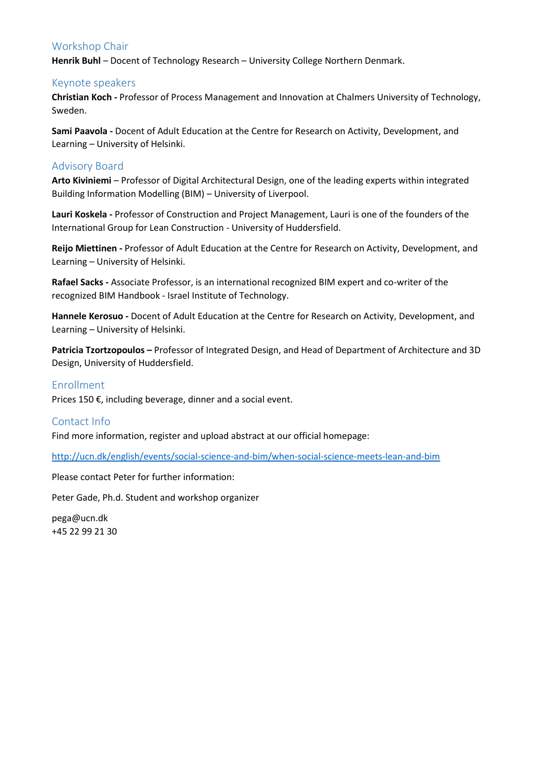## Workshop Chair

**Henrik Buhl** – Docent of Technology Research – University College Northern Denmark.

## Keynote speakers

**Christian Koch -** Professor of Process Management and Innovation at Chalmers University of Technology, Sweden.

**Sami Paavola -** Docent of Adult Education at the Centre for Research on Activity, Development, and Learning – University of Helsinki.

## Advisory Board

**Arto Kiviniemi** – Professor of Digital Architectural Design, one of the leading experts within integrated Building Information Modelling (BIM) – University of Liverpool.

**Lauri Koskela -** Professor of Construction and Project Management, Lauri is one of the founders of the International Group for Lean Construction - University of Huddersfield.

**Reijo Miettinen -** Professor of Adult Education at the Centre for Research on Activity, Development, and Learning – University of Helsinki.

**Rafael Sacks -** Associate Professor, is an international recognized BIM expert and co-writer of the recognized BIM Handbook - Israel Institute of Technology.

**Hannele Kerosuo -** Docent of Adult Education at the Centre for Research on Activity, Development, and Learning – University of Helsinki.

**Patricia Tzortzopoulos –** Professor of Integrated Design, and Head of Department of Architecture and 3D Design, University of Huddersfield.

## Enrollment

Prices 150 €, including beverage, dinner and a social event.

## Contact Info

Find more information, register and upload abstract at our official homepage:

http://ucn.dk/english/events/social-science-and-bim/when-social-science-meets-lean-and-bim

Please contact Peter for further information:

Peter Gade, Ph.d. Student and workshop organizer

pega@ucn.dk
+45 22 99 21 30